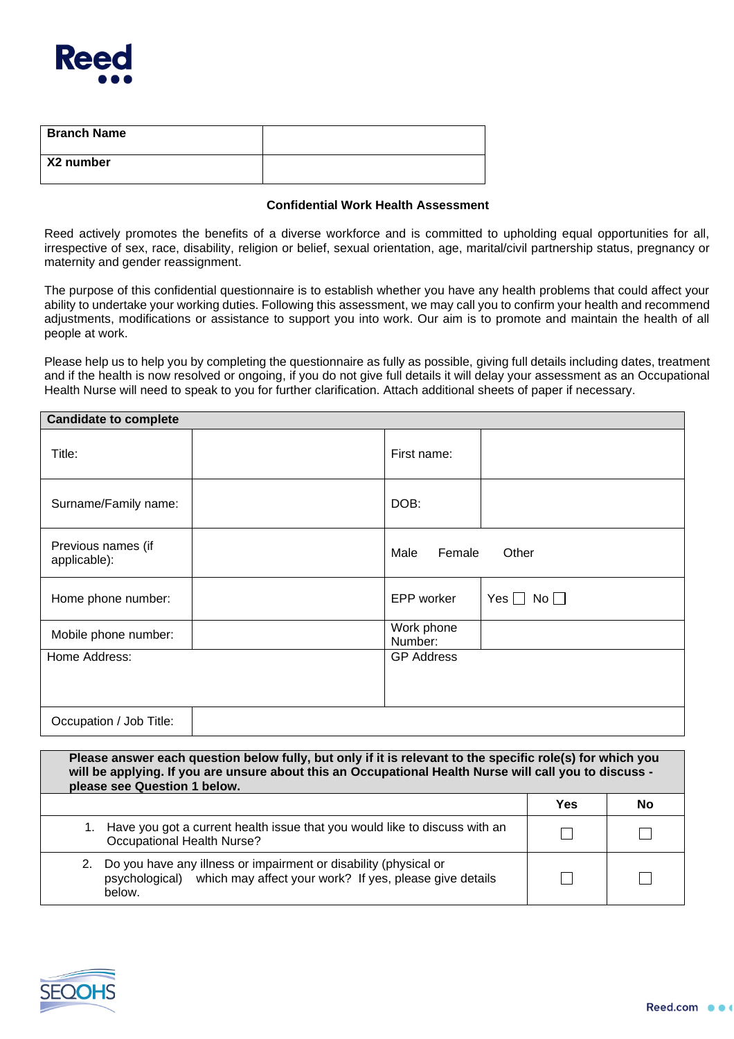Reed

| | |
|---|---|
| **Branch Name** | |
| **X2 number** | |

**Confidential Work Health Assessment**

Reed actively promotes the benefits of a diverse workforce and is committed to upholding equal opportunities for all, irrespective of sex, race, disability, religion or belief, sexual orientation, age, marital/civil partnership status, pregnancy or maternity and gender reassignment.

The purpose of this confidential questionnaire is to establish whether you have any health problems that could affect your ability to undertake your working duties. Following this assessment, we may call you to confirm your health and recommend adjustments, modifications or assistance to support you into work. Our aim is to promote and maintain the health of all people at work.

Please help us to help you by completing the questionnaire as fully as possible, giving full details including dates, treatment and if the health is now resolved or ongoing, if you do not give full details it will delay your assessment as an Occupational Health Nurse will need to speak to you for further clarification. Attach additional sheets of paper if necessary.

| **Candidate to complete** | | | |
|---|---|---|---|
| Title: | | First name: | |
| Surname/Family name: | | DOB: | |
| Previous names (if applicable): | | Male Female Other | |
| Home phone number: | | EPP worker | Yes ☐ No ☐ |
| Mobile phone number: | | Work phone Number: | |
| Home Address: | | GP Address | |
| Occupation / Job Title: | | | |

| **Please answer each question below fully, but only if it is relevant to the specific role(s) for which you will be applying. If you are unsure about this an Occupational Health Nurse will call you to discuss - please see Question 1 below.** | | |
|---|---|---|
| | **Yes** | **No** |
| 1. Have you got a current health issue that you would like to discuss with an Occupational Health Nurse? | ☐ | ☐ |
| 2. Do you have any illness or impairment or disability (physical or psychological) which may affect your work? If yes, please give details below. | ☐ | ☐ |

SEQOHS

Reed.com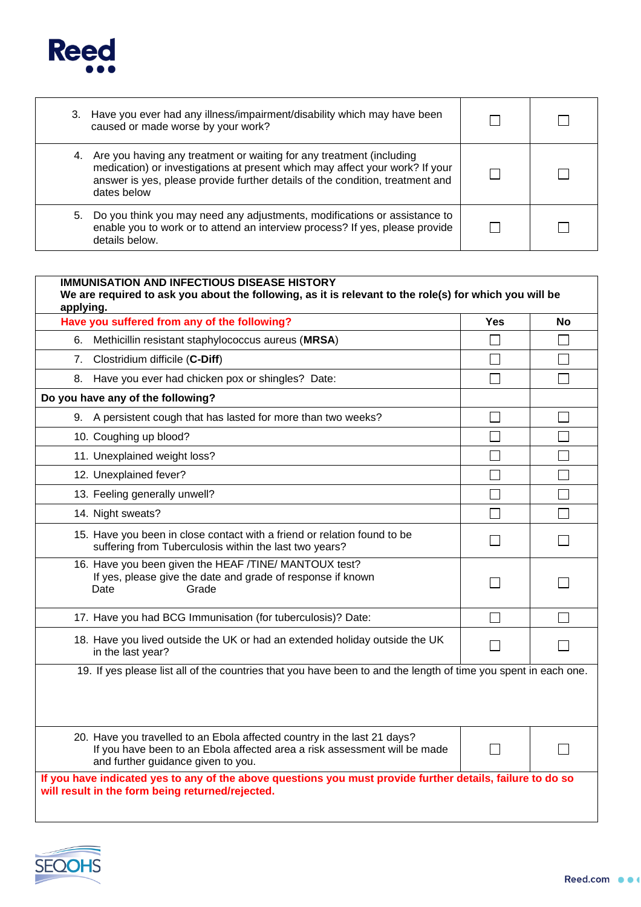| | | |
|---|---|---|
| 3. Have you ever had any illness/impairment/disability which may have been caused or made worse by your work? | ☐ | ☐ |
| 4. Are you having any treatment or waiting for any treatment (including medication) or investigations at present which may affect your work? If your answer is yes, please provide further details of the condition, treatment and dates below | ☐ | ☐ |
| 5. Do you think you may need any adjustments, modifications or assistance to enable you to work or to attend an interview process? If yes, please provide details below. | ☐ | ☐ |

**IMMUNISATION AND INFECTIOUS DISEASE HISTORY**
**We are required to ask you about the following, as it is relevant to the role(s) for which you will be applying.**

| **Have you suffered from any of the following?** | **Yes** | **No** |
|---|---|---|
| 6. Methicillin resistant staphylococcus aureus (**MRSA**) | ☐ | ☐ |
| 7. Clostridium difficile (**C-Diff**) | ☐ | ☐ |
| 8. Have you ever had chicken pox or shingles? Date: | ☐ | ☐ |
| **Do you have any of the following?** | | |
| 9. A persistent cough that has lasted for more than two weeks? | ☐ | ☐ |
| 10. Coughing up blood? | ☐ | ☐ |
| 11. Unexplained weight loss? | ☐ | ☐ |
| 12. Unexplained fever? | ☐ | ☐ |
| 13. Feeling generally unwell? | ☐ | ☐ |
| 14. Night sweats? | ☐ | ☐ |
| 15. Have you been in close contact with a friend or relation found to be suffering from Tuberculosis within the last two years? | ☐ | ☐ |
| 16. Have you been given the HEAF /TINE/ MANTOUX test? If yes, please give the date and grade of response if known Date Grade | ☐ | ☐ |
| 17. Have you had BCG Immunisation (for tuberculosis)? Date: | ☐ | ☐ |
| 18. Have you lived outside the UK or had an extended holiday outside the UK in the last year? | ☐ | ☐ |
| 19. If yes please list all of the countries that you have been to and the length of time you spent in each one. | | |
| 20. Have you travelled to an Ebola affected country in the last 21 days? If you have been to an Ebola affected area a risk assessment will be made and further guidance given to you. | ☐ | ☐ |

**If you have indicated yes to any of the above questions you must provide further details, failure to do so will result in the form being returned/rejected.**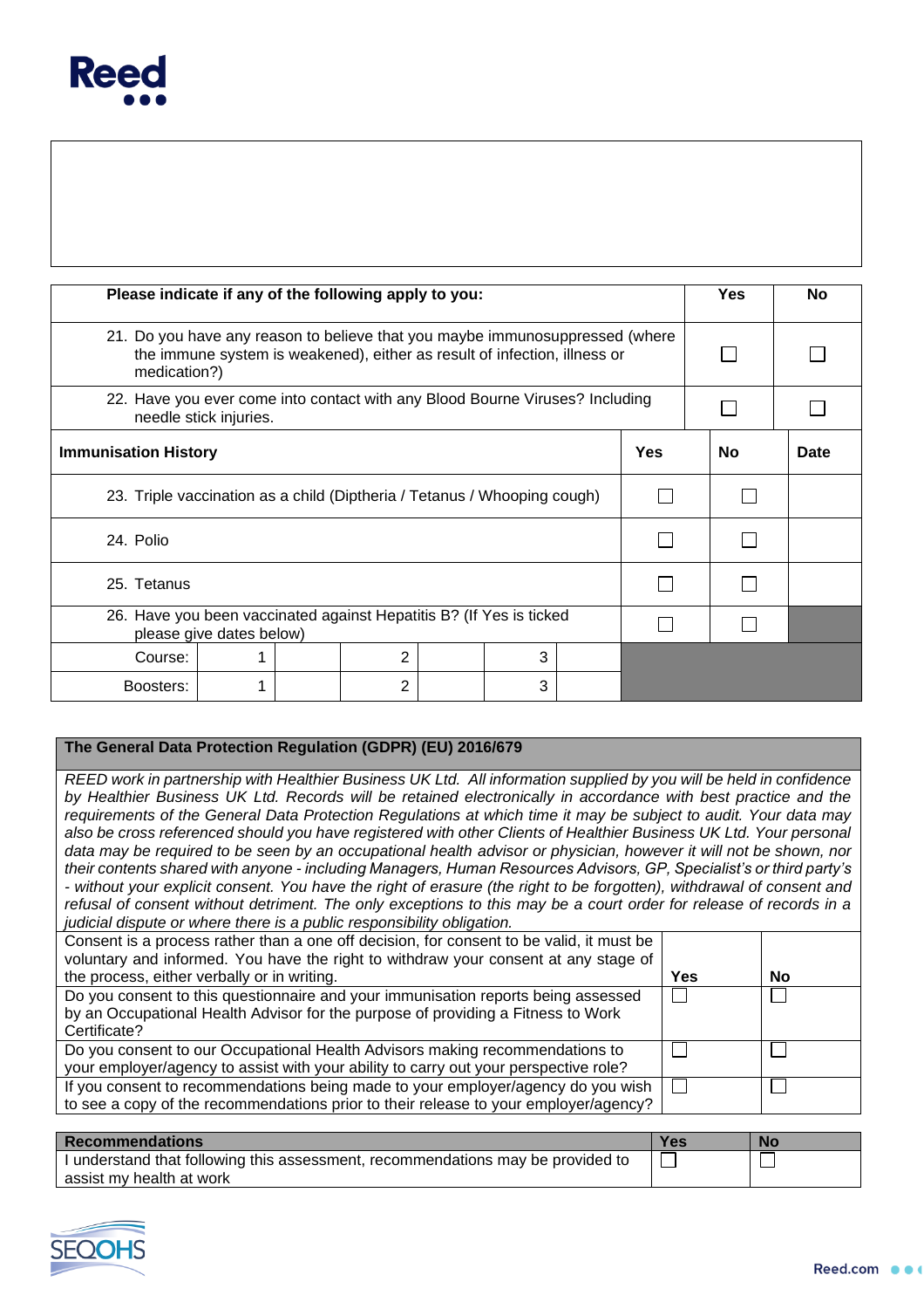| Please indicate if any of the following apply to you: | Yes | No |
|---|---|---|
| 21. Do you have any reason to believe that you maybe immunosuppressed (where the immune system is weakened), either as result of infection, illness or medication?) | ☐ | ☐ |
| 22. Have you ever come into contact with any Blood Bourne Viruses? Including needle stick injuries. | ☐ | ☐ |

| Immunisation History | | | | | | | Yes | No | Date |
|---|---|---|---|---|---|---|---|---|---|
| 23. Triple vaccination as a child (Diptheria / Tetanus / Whooping cough) | | | | | | | ☐ | ☐ | |
| 24. Polio | | | | | | | ☐ | ☐ | |
| 25. Tetanus | | | | | | | ☐ | ☐ | |
| 26. Have you been vaccinated against Hepatitis B? (If Yes is ticked please give dates below) | | | | | | | ☐ | ☐ | |
| Course: | 1 | | 2 | | 3 | | | | |
| Boosters: | 1 | | 2 | | 3 | | | | |

| The General Data Protection Regulation (GDPR) (EU) 2016/679 | | |
|---|---|---|
| *REED work in partnership with Healthier Business UK Ltd. All information supplied by you will be held in confidence by Healthier Business UK Ltd. Records will be retained electronically in accordance with best practice and the requirements of the General Data Protection Regulations at which time it may be subject to audit. Your data may also be cross referenced should you have registered with other Clients of Healthier Business UK Ltd. Your personal data may be required to be seen by an occupational health advisor or physician, however it will not be shown, nor their contents shared with anyone - including Managers, Human Resources Advisors, GP, Specialist's or third party's - without your explicit consent. You have the right of erasure (the right to be forgotten), withdrawal of consent and refusal of consent without detriment. The only exceptions to this may be a court order for release of records in a judicial dispute or where there is a public responsibility obligation.* | | |
| Consent is a process rather than a one off decision, for consent to be valid, it must be voluntary and informed. You have the right to withdraw your consent at any stage of the process, either verbally or in writing. | **Yes** | **No** |
| Do you consent to this questionnaire and your immunisation reports being assessed by an Occupational Health Advisor for the purpose of providing a Fitness to Work Certificate? | ☐ | ☐ |
| Do you consent to our Occupational Health Advisors making recommendations to your employer/agency to assist with your ability to carry out your perspective role? | ☐ | ☐ |
| If you consent to recommendations being made to your employer/agency do you wish to see a copy of the recommendations prior to their release to your employer/agency? | ☐ | ☐ |

| Recommendations | Yes | No |
|---|---|---|
| I understand that following this assessment, recommendations may be provided to assist my health at work | ☐ | ☐ |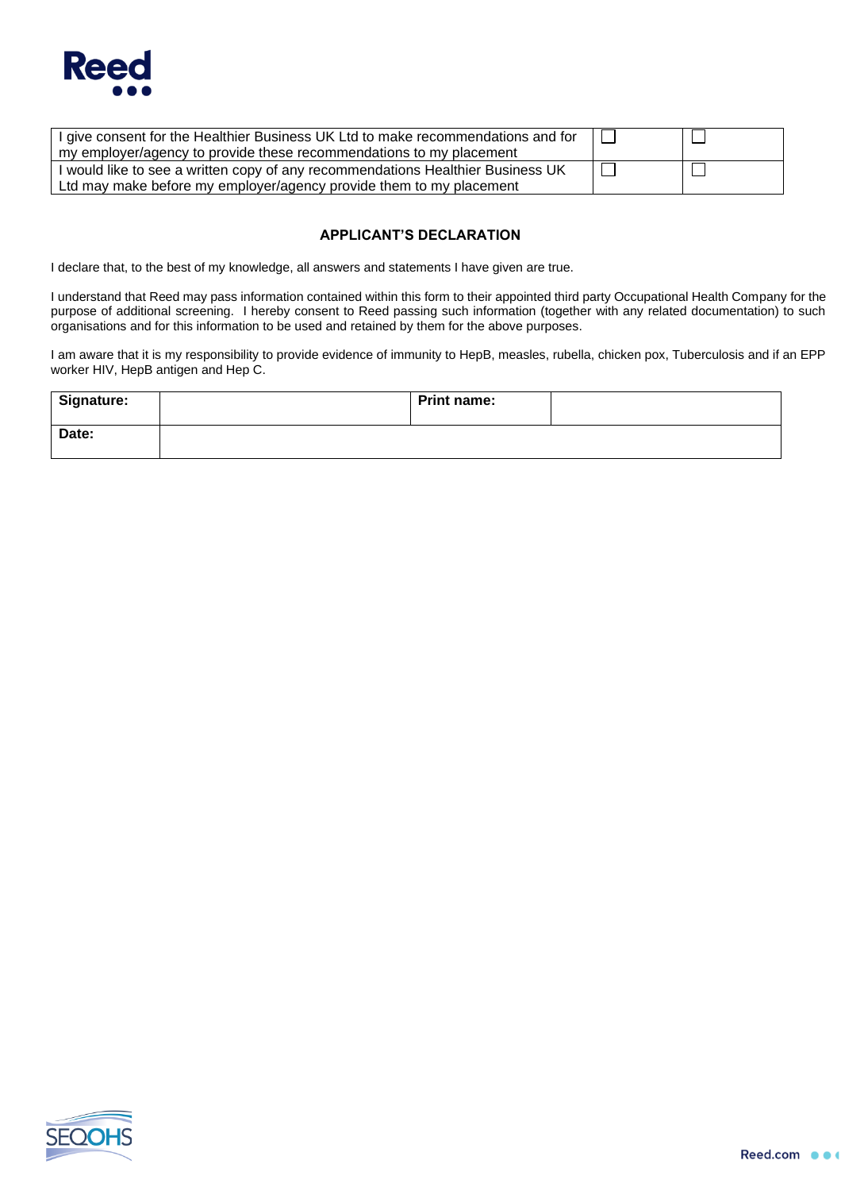| | | |
|---|---|---|
| I give consent for the Healthier Business UK Ltd to make recommendations and for my employer/agency to provide these recommendations to my placement | ☐ | ☐ |
| I would like to see a written copy of any recommendations Healthier Business UK Ltd may make before my employer/agency provide them to my placement | ☐ | ☐ |

## APPLICANT'S DECLARATION

I declare that, to the best of my knowledge, all answers and statements I have given are true.

I understand that Reed may pass information contained within this form to their appointed third party Occupational Health Company for the purpose of additional screening. I hereby consent to Reed passing such information (together with any related documentation) to such organisations and for this information to be used and retained by them for the above purposes.

I am aware that it is my responsibility to provide evidence of immunity to HepB, measles, rubella, chicken pox, Tuberculosis and if an EPP worker HIV, HepB antigen and Hep C.

| | | | |
|---|---|---|---|
| **Signature:** | | **Print name:** | |
| **Date:** | | | |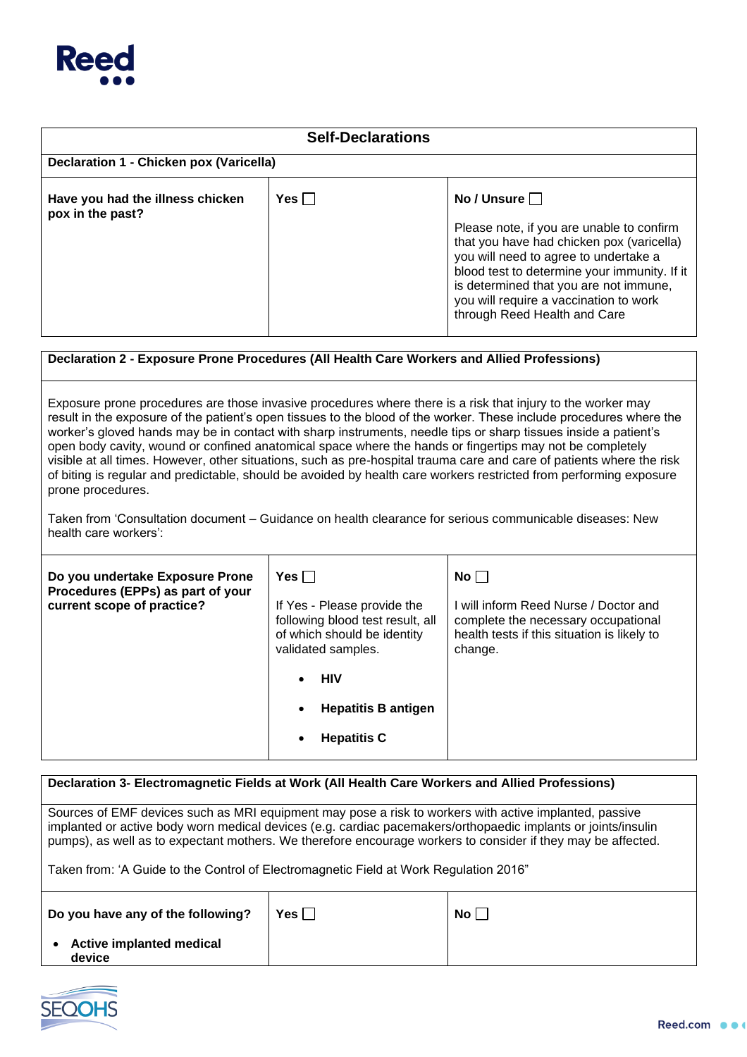## Self-Declarations

### Declaration 1 - Chicken pox (Varicella)

| **Have you had the illness chicken pox in the past?** | **Yes** ☐ | **No / Unsure** ☐<br><br>Please note, if you are unable to confirm that you have had chicken pox (varicella) you will need to agree to undertake a blood test to determine your immunity. If it is determined that you are not immune, you will require a vaccination to work through Reed Health and Care |
|---|---|---|

### Declaration 2 - Exposure Prone Procedures (All Health Care Workers and Allied Professions)

Exposure prone procedures are those invasive procedures where there is a risk that injury to the worker may result in the exposure of the patient's open tissues to the blood of the worker. These include procedures where the worker's gloved hands may be in contact with sharp instruments, needle tips or sharp tissues inside a patient's open body cavity, wound or confined anatomical space where the hands or fingertips may not be completely visible at all times. However, other situations, such as pre-hospital trauma care and care of patients where the risk of biting is regular and predictable, should be avoided by health care workers restricted from performing exposure prone procedures.

Taken from 'Consultation document – Guidance on health clearance for serious communicable diseases: New health care workers':

| **Do you undertake Exposure Prone Procedures (EPPs) as part of your current scope of practice?** | **Yes** ☐<br><br>If Yes - Please provide the following blood test result, all of which should be identity validated samples.<br><br>• **HIV**<br>• **Hepatitis B antigen**<br>• **Hepatitis C** | **No** ☐<br><br>I will inform Reed Nurse / Doctor and complete the necessary occupational health tests if this situation is likely to change. |
|---|---|---|

### Declaration 3- Electromagnetic Fields at Work (All Health Care Workers and Allied Professions)

Sources of EMF devices such as MRI equipment may pose a risk to workers with active implanted, passive implanted or active body worn medical devices (e.g. cardiac pacemakers/orthopaedic implants or joints/insulin pumps), as well as to expectant mothers. We therefore encourage workers to consider if they may be affected.

Taken from: 'A Guide to the Control of Electromagnetic Field at Work Regulation 2016"

| **Do you have any of the following?**<br><br>• **Active implanted medical device** | **Yes** ☐ | **No** ☐ |
|---|---|---|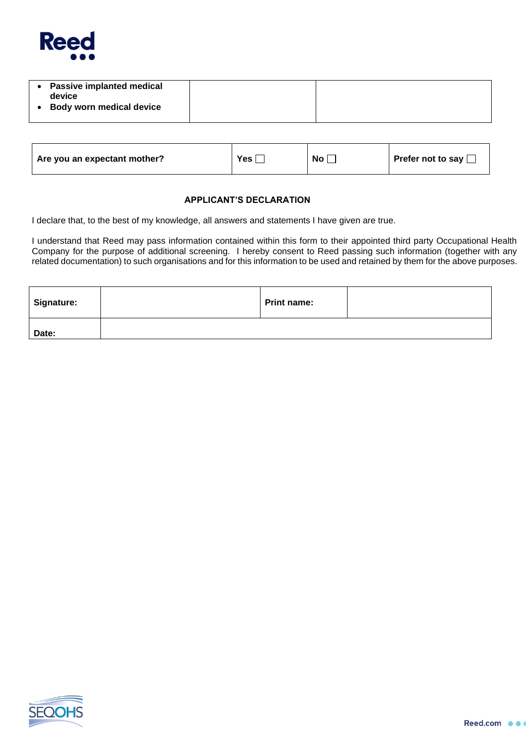| | | |
|---|---|---|
| • **Passive implanted medical device**<br>• **Body worn medical device** | | |

| | | | |
|---|---|---|---|
| **Are you an expectant mother?** | **Yes** ☐ | **No** ☐ | **Prefer not to say** ☐ |

**APPLICANT'S DECLARATION**

I declare that, to the best of my knowledge, all answers and statements I have given are true.

I understand that Reed may pass information contained within this form to their appointed third party Occupational Health Company for the purpose of additional screening. I hereby consent to Reed passing such information (together with any related documentation) to such organisations and for this information to be used and retained by them for the above purposes.

| | | | |
|---|---|---|---|
| **Signature:** | | **Print name:** | |
| **Date:** | | | |